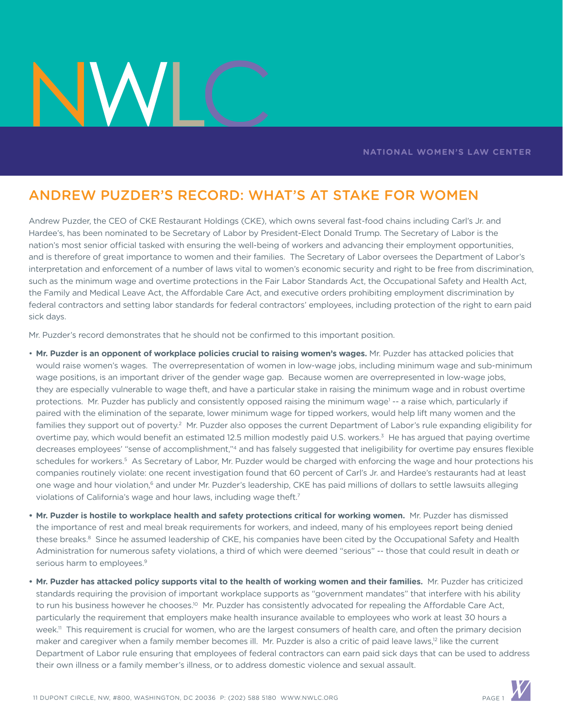NWLC

NATIONAL WOMEN'S LAW CENTER

# ANDREW PUZDER'S RECORD: WHAT'S AT STAKE FOR WOMEN

Andrew Puzder, the CEO of CKE Restaurant Holdings (CKE), which owns several fast-food chains including Carl's Jr. and Hardee's, has been nominated to be Secretary of Labor by President-Elect Donald Trump. The Secretary of Labor is the nation's most senior official tasked with ensuring the well-being of workers and advancing their employment opportunities, and is therefore of great importance to women and their families. The Secretary of Labor oversees the Department of Labor's interpretation and enforcement of a number of laws vital to women's economic security and right to be free from discrimination, such as the minimum wage and overtime protections in the Fair Labor Standards Act, the Occupational Safety and Health Act, the Family and Medical Leave Act, the Affordable Care Act, and executive orders prohibiting employment discrimination by federal contractors and setting labor standards for federal contractors' employees, including protection of the right to earn paid sick days.

Mr. Puzder's record demonstrates that he should not be confirmed to this important position.

- **Mr. Puzder is an opponent of workplace policies crucial to raising women's wages.** Mr. Puzder has attacked policies that would raise women's wages. The overrepresentation of women in low-wage jobs, including minimum wage and sub-minimum wage positions, is an important driver of the gender wage gap. Because women are overrepresented in low-wage jobs, they are especially vulnerable to wage theft, and have a particular stake in raising the minimum wage and in robust overtime protections. Mr. Puzder has publicly and consistently opposed raising the minimum wage[1] -- a raise which, particularly if paired with the elimination of the separate, lower minimum wage for tipped workers, would help lift many women and the families they support out of poverty.[2] Mr. Puzder also opposes the current Department of Labor's rule expanding eligibility for overtime pay, which would benefit an estimated 12.5 million modestly paid U.S. workers.[3] He has argued that paying overtime decreases employees' "sense of accomplishment,"[4] and has falsely suggested that ineligibility for overtime pay ensures flexible schedules for workers.[5] As Secretary of Labor, Mr. Puzder would be charged with enforcing the wage and hour protections his companies routinely violate: one recent investigation found that 60 percent of Carl's Jr. and Hardee's restaurants had at least one wage and hour violation,[6] and under Mr. Puzder's leadership, CKE has paid millions of dollars to settle lawsuits alleging violations of California's wage and hour laws, including wage theft.[7]

- **Mr. Puzder is hostile to workplace health and safety protections critical for working women.** Mr. Puzder has dismissed the importance of rest and meal break requirements for workers, and indeed, many of his employees report being denied these breaks.[8] Since he assumed leadership of CKE, his companies have been cited by the Occupational Safety and Health Administration for numerous safety violations, a third of which were deemed "serious" -- those that could result in death or serious harm to employees.[9]

- **Mr. Puzder has attacked policy supports vital to the health of working women and their families.** Mr. Puzder has criticized standards requiring the provision of important workplace supports as "government mandates" that interfere with his ability to run his business however he chooses.[10] Mr. Puzder has consistently advocated for repealing the Affordable Care Act, particularly the requirement that employers make health insurance available to employees who work at least 30 hours a week.[11] This requirement is crucial for women, who are the largest consumers of health care, and often the primary decision maker and caregiver when a family member becomes ill. Mr. Puzder is also a critic of paid leave laws,[12] like the current Department of Labor rule ensuring that employees of federal contractors can earn paid sick days that can be used to address their own illness or a family member's illness, or to address domestic violence and sexual assault.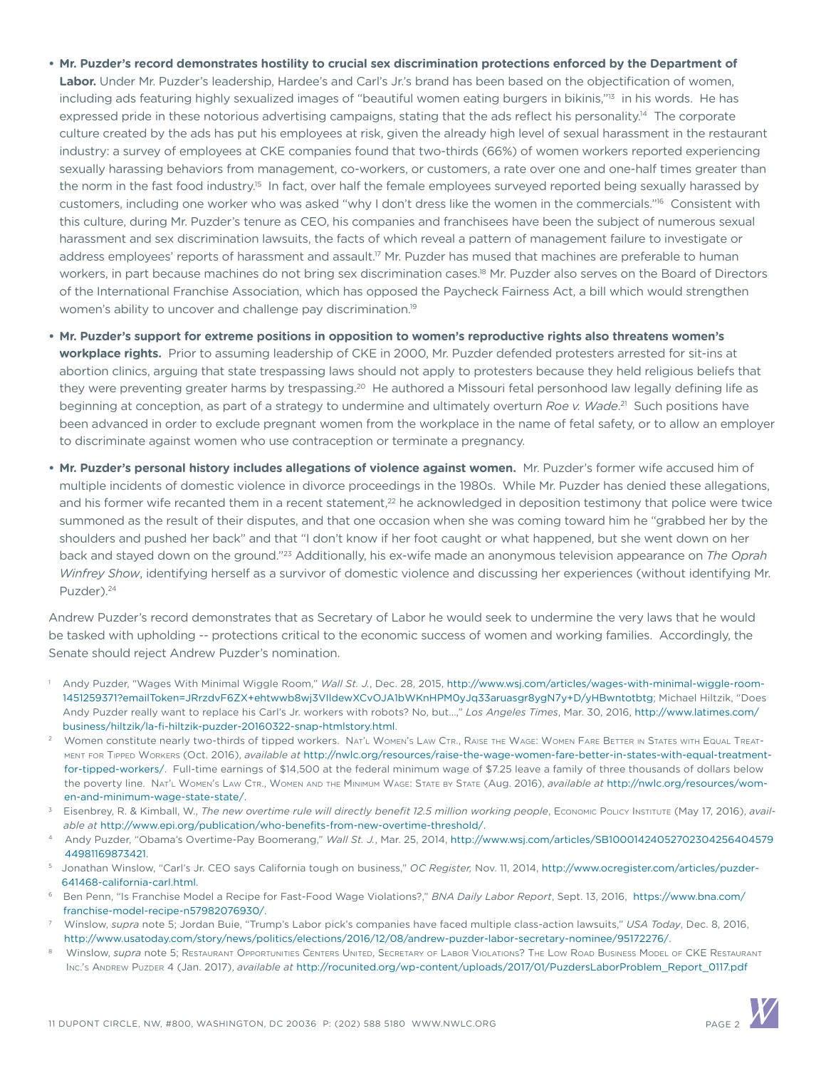- **Mr. Puzder's record demonstrates hostility to crucial sex discrimination protections enforced by the Department of Labor.** Under Mr. Puzder's leadership, Hardee's and Carl's Jr.'s brand has been based on the objectification of women, including ads featuring highly sexualized images of "beautiful women eating burgers in bikinis,"[13] in his words. He has expressed pride in these notorious advertising campaigns, stating that the ads reflect his personality.[14] The corporate culture created by the ads has put his employees at risk, given the already high level of sexual harassment in the restaurant industry: a survey of employees at CKE companies found that two-thirds (66%) of women workers reported experiencing sexually harassing behaviors from management, co-workers, or customers, a rate over one and one-half times greater than the norm in the fast food industry.[15] In fact, over half the female employees surveyed reported being sexually harassed by customers, including one worker who was asked "why I don't dress like the women in the commercials."[16] Consistent with this culture, during Mr. Puzder's tenure as CEO, his companies and franchisees have been the subject of numerous sexual harassment and sex discrimination lawsuits, the facts of which reveal a pattern of management failure to investigate or address employees' reports of harassment and assault.[17] Mr. Puzder has mused that machines are preferable to human workers, in part because machines do not bring sex discrimination cases.[18] Mr. Puzder also serves on the Board of Directors of the International Franchise Association, which has opposed the Paycheck Fairness Act, a bill which would strengthen women's ability to uncover and challenge pay discrimination.[19]

- **Mr. Puzder's support for extreme positions in opposition to women's reproductive rights also threatens women's workplace rights.** Prior to assuming leadership of CKE in 2000, Mr. Puzder defended protesters arrested for sit-ins at abortion clinics, arguing that state trespassing laws should not apply to protesters because they held religious beliefs that they were preventing greater harms by trespassing.[20] He authored a Missouri fetal personhood law legally defining life as beginning at conception, as part of a strategy to undermine and ultimately overturn *Roe v. Wade*.[21] Such positions have been advanced in order to exclude pregnant women from the workplace in the name of fetal safety, or to allow an employer to discriminate against women who use contraception or terminate a pregnancy.

- **Mr. Puzder's personal history includes allegations of violence against women.** Mr. Puzder's former wife accused him of multiple incidents of domestic violence in divorce proceedings in the 1980s. While Mr. Puzder has denied these allegations, and his former wife recanted them in a recent statement,[22] he acknowledged in deposition testimony that police were twice summoned as the result of their disputes, and that one occasion when she was coming toward him he "grabbed her by the shoulders and pushed her back" and that "I don't know if her foot caught or what happened, but she went down on her back and stayed down on the ground."[23] Additionally, his ex-wife made an anonymous television appearance on *The Oprah Winfrey Show*, identifying herself as a survivor of domestic violence and discussing her experiences (without identifying Mr. Puzder).[24]

Andrew Puzder's record demonstrates that as Secretary of Labor he would seek to undermine the very laws that he would be tasked with upholding -- protections critical to the economic success of women and working families. Accordingly, the Senate should reject Andrew Puzder's nomination.

[1] Andy Puzder, "Wages With Minimal Wiggle Room," *Wall St. J.*, Dec. 28, 2015, http://www.wsj.com/articles/wages-with-minimal-wiggle-room-1451259371?emailToken=JRrzdvF6ZX+ehtwwb8wj3VIldewXCvOJA1bWKnHPM0yJq33aruasgr8ygN7y+D/yHBwntotbtg; Michael Hiltzik, "Does Andy Puzder really want to replace his Carl's Jr. workers with robots? No, but...," *Los Angeles Times*, Mar. 30, 2016, http://www.latimes.com/business/hiltzik/la-fi-hiltzik-puzder-20160322-snap-htmlstory.html.

[2] Women constitute nearly two-thirds of tipped workers. Nat'l Women's Law Ctr., Raise the Wage: Women Fare Better in States with Equal Treatment for Tipped Workers (Oct. 2016), *available at* http://nwlc.org/resources/raise-the-wage-women-fare-better-in-states-with-equal-treatment-for-tipped-workers/. Full-time earnings of $14,500 at the federal minimum wage of $7.25 leave a family of three thousands of dollars below the poverty line. Nat'l Women's Law Ctr., Women and the Minimum Wage: State by State (Aug. 2016), *available at* http://nwlc.org/resources/women-and-minimum-wage-state-state/.

[3] Eisenbrey, R. & Kimball, W., *The new overtime rule will directly benefit 12.5 million working people*, Economic Policy Institute (May 17, 2016), *available at* http://www.epi.org/publication/who-benefits-from-new-overtime-threshold/.

[4] Andy Puzder, "Obama's Overtime-Pay Boomerang," *Wall St. J.*, Mar. 25, 2014, http://www.wsj.com/articles/SB10001424052702304256404579449811698734 21.

[5] Jonathan Winslow, "Carl's Jr. CEO says California tough on business," *OC Register,* Nov. 11, 2014, http://www.ocregister.com/articles/puzder-641468-california-carl.html.

[6] Ben Penn, "Is Franchise Model a Recipe for Fast-Food Wage Violations?," *BNA Daily Labor Report*, Sept. 13, 2016, https://www.bna.com/franchise-model-recipe-n57982076930/.

[7] Winslow, *supra* note 5; Jordan Buie, "Trump's Labor pick's companies have faced multiple class-action lawsuits," *USA Today*, Dec. 8, 2016, http://www.usatoday.com/story/news/politics/elections/2016/12/08/andrew-puzder-labor-secretary-nominee/95172276/.

[8] Winslow, *supra* note 5; Restaurant Opportunities Centers United, Secretary of Labor Violations? The Low Road Business Model of CKE Restaurant Inc.'s Andrew Puzder 4 (Jan. 2017), *available at* http://rocunited.org/wp-content/uploads/2017/01/PuzdersLaborProblem_Report_0117.pdf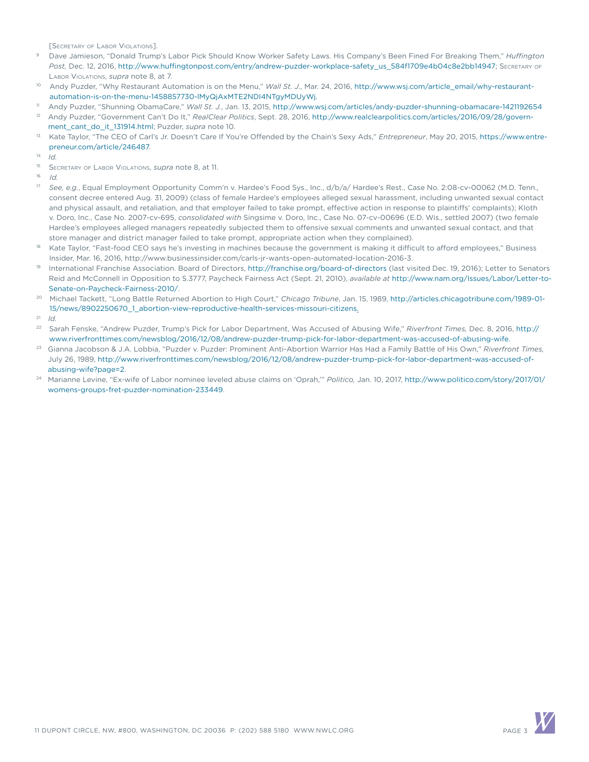[Secretary of Labor Violations].

9 Dave Jamieson, "Donald Trump's Labor Pick Should Know Worker Safety Laws. His Company's Been Fined For Breaking Them," *Huffington Post,* Dec. 12, 2016, http://www.huffingtonpost.com/entry/andrew-puzder-workplace-safety_us_584f1709e4b04c8e2bb14947; Secretary of Labor Violations, *supra* note 8, at 7.

10 Andy Puzder, "Why Restaurant Automation is on the Menu," *Wall St. J.*, Mar. 24, 2016, http://www.wsj.com/article_email/why-restaurant-automation-is-on-the-menu-1458857730-lMyQjAxMTE2NDI4NTgyMDUyWj.

11 Andy Puzder, "Shunning ObamaCare," *Wall St. J.*, Jan. 13, 2015, http://www.wsj.com/articles/andy-puzder-shunning-obamacare-1421192654

12 Andy Puzder, "Government Can't Do It," *RealClear Politics*, Sept. 28, 2016, http://www.realclearpolitics.com/articles/2016/09/28/government_cant_do_it_131914.html; Puzder, *supra* note 10.

13 Kate Taylor, "The CEO of Carl's Jr. Doesn't Care If You're Offended by the Chain's Sexy Ads," *Entrepreneur*, May 20, 2015, https://www.entrepreneur.com/article/246487.

14 *Id.*

15 Secretary of Labor Violations, *supra* note 8, at 11.

16 *Id.*

17 *See, e.g.*, Equal Employment Opportunity Comm'n v. Hardee's Food Sys., Inc., d/b/a/ Hardee's Rest., Case No. 2:08-cv-00062 (M.D. Tenn., consent decree entered Aug. 31, 2009) (class of female Hardee's employees alleged sexual harassment, including unwanted sexual contact and physical assault, and retaliation, and that employer failed to take prompt, effective action in response to plaintiffs' complaints); Kloth v. Doro, Inc., Case No. 2007-cv-695, *consolidated with* Singsime v. Doro, Inc., Case No. 07-cv-00696 (E.D. Wis., settled 2007) (two female Hardee's employees alleged managers repeatedly subjected them to offensive sexual comments and unwanted sexual contact, and that store manager and district manager failed to take prompt, appropriate action when they complained).

18 Kate Taylor, "Fast-food CEO says he's investing in machines because the government is making it difficult to afford employees," Business Insider, Mar. 16, 2016, http://www.businessinsider.com/carls-jr-wants-open-automated-location-2016-3.

19 International Franchise Association. Board of Directors, http://franchise.org/board-of-directors (last visited Dec. 19, 2016); Letter to Senators Reid and McConnell in Opposition to S.3777, Paycheck Fairness Act (Sept. 21, 2010), *available at* http://www.nam.org/Issues/Labor/Letter-to-Senate-on-Paycheck-Fairness-2010/.

20 Michael Tackett, "Long Battle Returned Abortion to High Court," *Chicago Tribune*, Jan. 15, 1989, http://articles.chicagotribune.com/1989-01-15/news/8902250670_1_abortion-view-reproductive-health-services-missouri-citizens.

21 *Id.*

22 Sarah Fenske, "Andrew Puzder, Trump's Pick for Labor Department, Was Accused of Abusing Wife," *Riverfront Times,* Dec. 8, 2016, http://www.riverfronttimes.com/newsblog/2016/12/08/andrew-puzder-trump-pick-for-labor-department-was-accused-of-abusing-wife.

23 Gianna Jacobson & J.A. Lobbia, "Puzder v. Puzder: Prominent Anti-Abortion Warrior Has Had a Family Battle of His Own," *Riverfront Times,* July 26, 1989, http://www.riverfronttimes.com/newsblog/2016/12/08/andrew-puzder-trump-pick-for-labor-department-was-accused-of-abusing-wife?page=2.

24 Marianne Levine, "Ex-wife of Labor nominee leveled abuse claims on 'Oprah,'" *Politico,* Jan. 10, 2017, http://www.politico.com/story/2017/01/womens-groups-fret-puzder-nomination-233449.